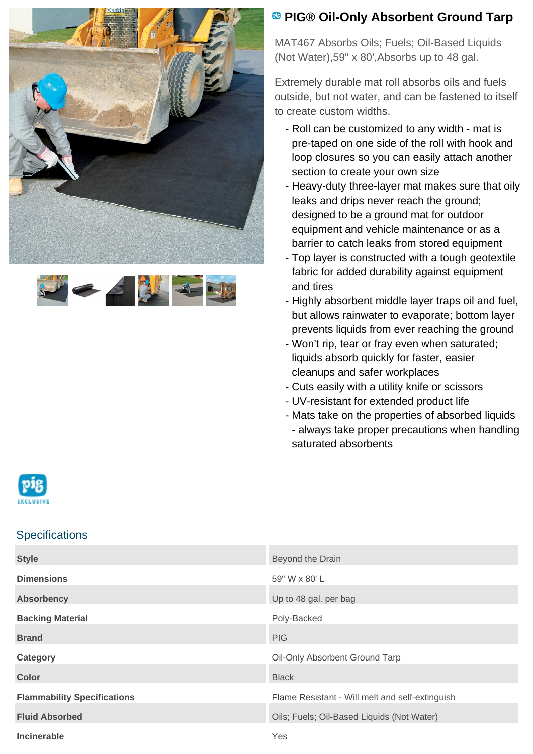# PIG® Oil-Only Absorbent Ground Tarp

MAT467 Absorbs Oils; Fuels; Oil-Based Liquids (Not Water),59" x 80',Absorbs up to 48 gal.

Extremely durable mat roll absorbs oils and fuels outside, but not water, and can be fastened to itself to create custom widths.

- Roll can be customized to any width - mat is pre-taped on one side of the roll with hook and loop closures so you can easily attach another section to create your own size
- Heavy-duty three-layer mat makes sure that oily leaks and drips never reach the ground; designed to be a ground mat for outdoor equipment and vehicle maintenance or as a barrier to catch leaks from stored equipment
- Top layer is constructed with a tough geotextile fabric for added durability against equipment and tires
- Highly absorbent middle layer traps oil and fuel, but allows rainwater to evaporate; bottom layer prevents liquids from ever reaching the ground
- Won't rip, tear or fray even when saturated; liquids absorb quickly for faster, easier cleanups and safer workplaces
- Cuts easily with a utility knife or scissors
- UV-resistant for extended product life
- Mats take on the properties of absorbed liquids - always take proper precautions when handling saturated absorbents

pig EXCLUSIVE

## Specifications

| | |
|---|---|
| **Style** | Beyond the Drain |
| **Dimensions** | 59" W x 80' L |
| **Absorbency** | Up to 48 gal. per bag |
| **Backing Material** | Poly-Backed |
| **Brand** | PIG |
| **Category** | Oil-Only Absorbent Ground Tarp |
| **Color** | Black |
| **Flammability Specifications** | Flame Resistant - Will melt and self-extinguish |
| **Fluid Absorbed** | Oils; Fuels; Oil-Based Liquids (Not Water) |
| **Incinerable** | Yes |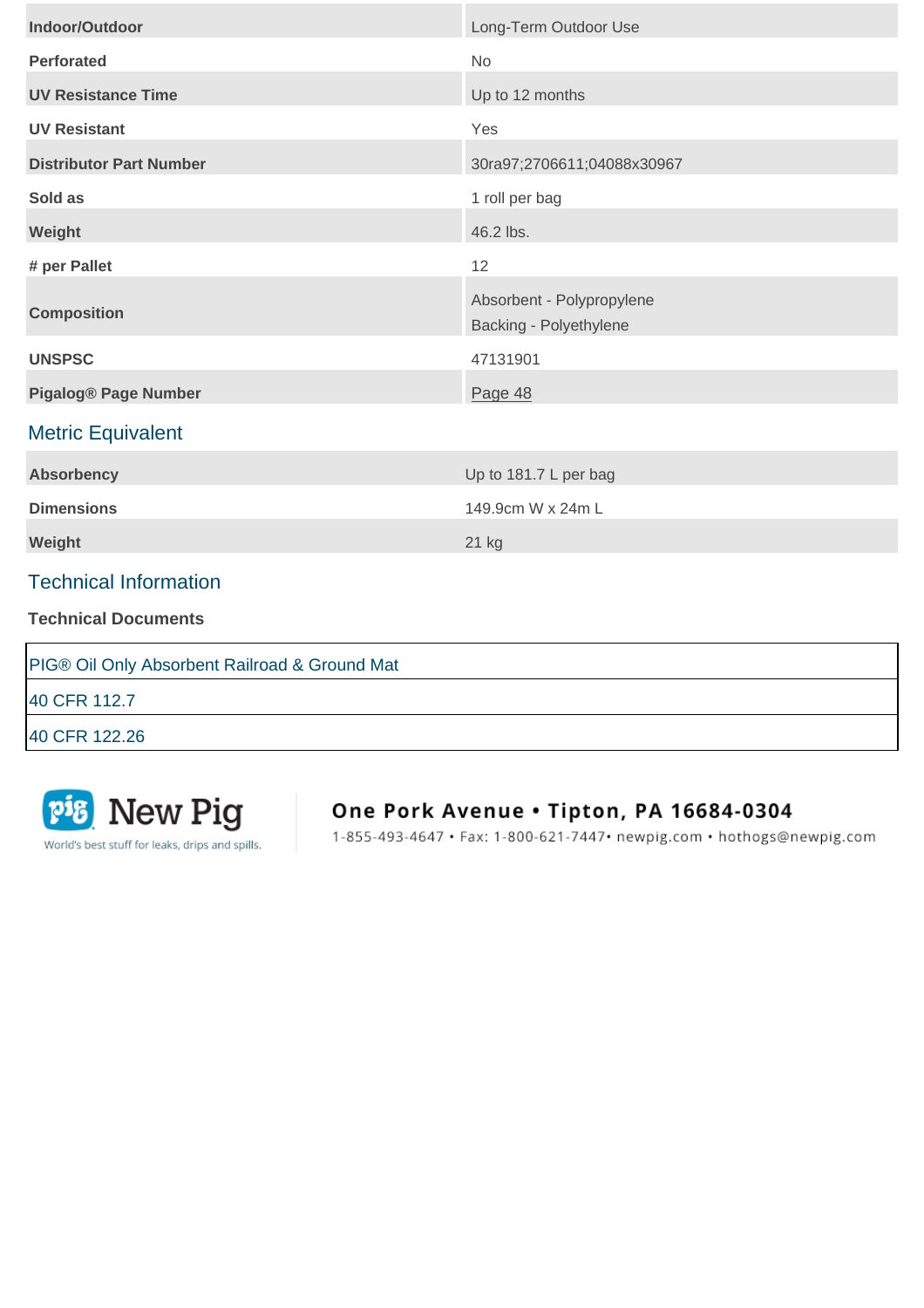| | |
|---|---|
| **Indoor/Outdoor** | Long-Term Outdoor Use |
| **Perforated** | No |
| **UV Resistance Time** | Up to 12 months |
| **UV Resistant** | Yes |
| **Distributor Part Number** | 30ra97;2706611;04088x30967 |
| **Sold as** | 1 roll per bag |
| **Weight** | 46.2 lbs. |
| **# per Pallet** | 12 |
| **Composition** | Absorbent - Polypropylene<br>Backing - Polyethylene |
| **UNSPSC** | 47131901 |
| **Pigalog® Page Number** | Page 48 |

## Metric Equivalent

| | |
|---|---|
| **Absorbency** | Up to 181.7 L per bag |
| **Dimensions** | 149.9cm W x 24m L |
| **Weight** | 21 kg |

## Technical Information

### Technical Documents

| |
|---|
| PIG® Oil Only Absorbent Railroad & Ground Mat |
| 40 CFR 112.7 |
| 40 CFR 122.26 |

New Pig
World's best stuff for leaks, drips and spills.

**One Pork Avenue • Tipton, PA 16684-0304**
1-855-493-4647 • Fax: 1-800-621-7447• newpig.com • hothogs@newpig.com